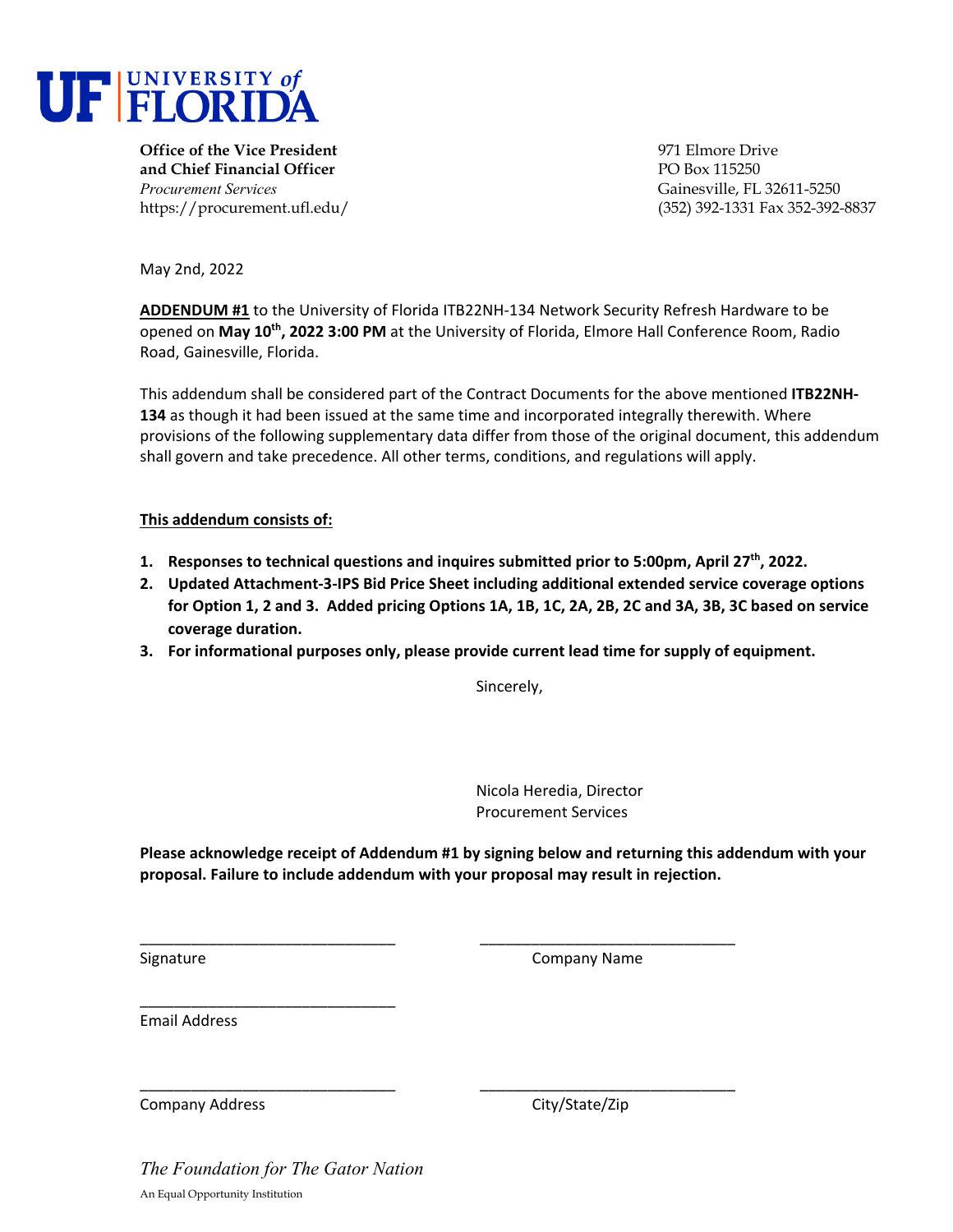**UF | UNIVERSITY of FLORIDA**

**Office of the Vice President**
**and Chief Financial Officer**
*Procurement Services*
https://procurement.ufl.edu/

971 Elmore Drive
PO Box 115250
Gainesville, FL 32611-5250
(352) 392-1331 Fax 352-392-8837

May 2nd, 2022

**ADDENDUM #1** to the University of Florida ITB22NH-134 Network Security Refresh Hardware to be opened on **May 10th, 2022 3:00 PM** at the University of Florida, Elmore Hall Conference Room, Radio Road, Gainesville, Florida.

This addendum shall be considered part of the Contract Documents for the above mentioned **ITB22NH-134** as though it had been issued at the same time and incorporated integrally therewith. Where provisions of the following supplementary data differ from those of the original document, this addendum shall govern and take precedence. All other terms, conditions, and regulations will apply.

**This addendum consists of:**

1. **Responses to technical questions and inquires submitted prior to 5:00pm, April 27th, 2022.**
2. **Updated Attachment-3-IPS Bid Price Sheet including additional extended service coverage options for Option 1, 2 and 3. Added pricing Options 1A, 1B, 1C, 2A, 2B, 2C and 3A, 3B, 3C based on service coverage duration.**
3. **For informational purposes only, please provide current lead time for supply of equipment.**

Sincerely,

Nicola Heredia, Director
Procurement Services

**Please acknowledge receipt of Addendum #1 by signing below and returning this addendum with your proposal. Failure to include addendum with your proposal may result in rejection.**

______________________________ ______________________________
Signature Company Name

______________________________
Email Address

______________________________ ______________________________
Company Address City/State/Zip

*The Foundation for The Gator Nation*

An Equal Opportunity Institution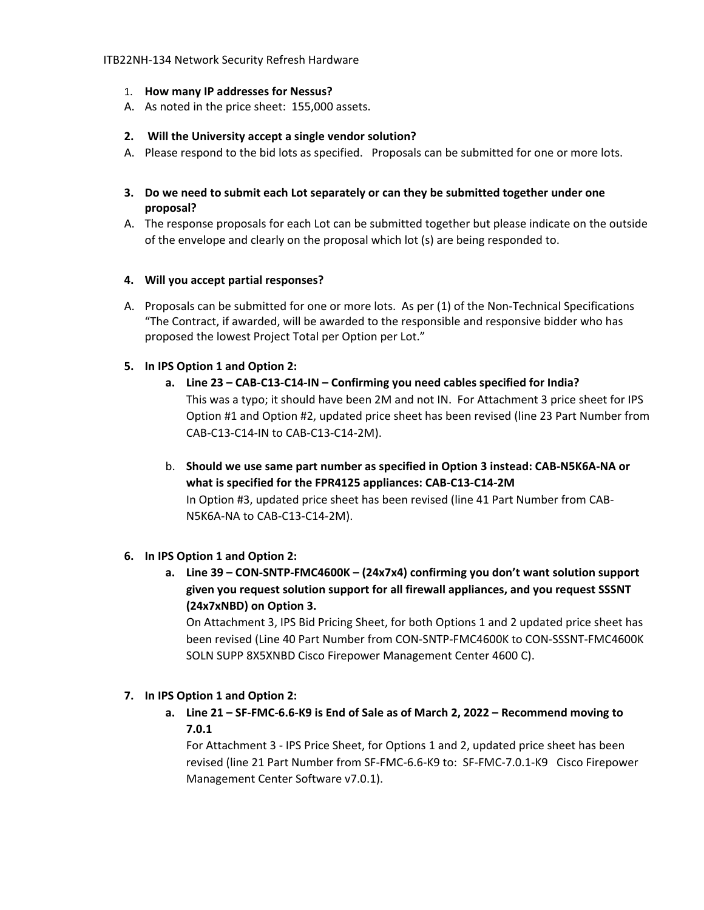ITB22NH-134 Network Security Refresh Hardware

1. **How many IP addresses for Nessus?**

A. As noted in the price sheet: 155,000 assets.

2. **Will the University accept a single vendor solution?**

A. Please respond to the bid lots as specified. Proposals can be submitted for one or more lots.

3. **Do we need to submit each Lot separately or can they be submitted together under one proposal?**

A. The response proposals for each Lot can be submitted together but please indicate on the outside of the envelope and clearly on the proposal which lot (s) are being responded to.

4. **Will you accept partial responses?**

A. Proposals can be submitted for one or more lots. As per (1) of the Non-Technical Specifications "The Contract, if awarded, will be awarded to the responsible and responsive bidder who has proposed the lowest Project Total per Option per Lot."

5. **In IPS Option 1 and Option 2:**

   a. **Line 23 – CAB-C13-C14-IN – Confirming you need cables specified for India?**
   This was a typo; it should have been 2M and not IN. For Attachment 3 price sheet for IPS Option #1 and Option #2, updated price sheet has been revised (line 23 Part Number from CAB-C13-C14-IN to CAB-C13-C14-2M).

   b. **Should we use same part number as specified in Option 3 instead: CAB-N5K6A-NA or what is specified for the FPR4125 appliances: CAB-C13-C14-2M**
   In Option #3, updated price sheet has been revised (line 41 Part Number from CAB-N5K6A-NA to CAB-C13-C14-2M).

6. **In IPS Option 1 and Option 2:**

   a. **Line 39 – CON-SNTP-FMC4600K – (24x7x4) confirming you don't want solution support given you request solution support for all firewall appliances, and you request SSSNT (24x7xNBD) on Option 3.**
   On Attachment 3, IPS Bid Pricing Sheet, for both Options 1 and 2 updated price sheet has been revised (Line 40 Part Number from CON-SNTP-FMC4600K to CON-SSSNT-FMC4600K SOLN SUPP 8X5XNBD Cisco Firepower Management Center 4600 C).

7. **In IPS Option 1 and Option 2:**

   a. **Line 21 – SF-FMC-6.6-K9 is End of Sale as of March 2, 2022 – Recommend moving to 7.0.1**
   For Attachment 3 - IPS Price Sheet, for Options 1 and 2, updated price sheet has been revised (line 21 Part Number from SF-FMC-6.6-K9 to: SF-FMC-7.0.1-K9 Cisco Firepower Management Center Software v7.0.1).